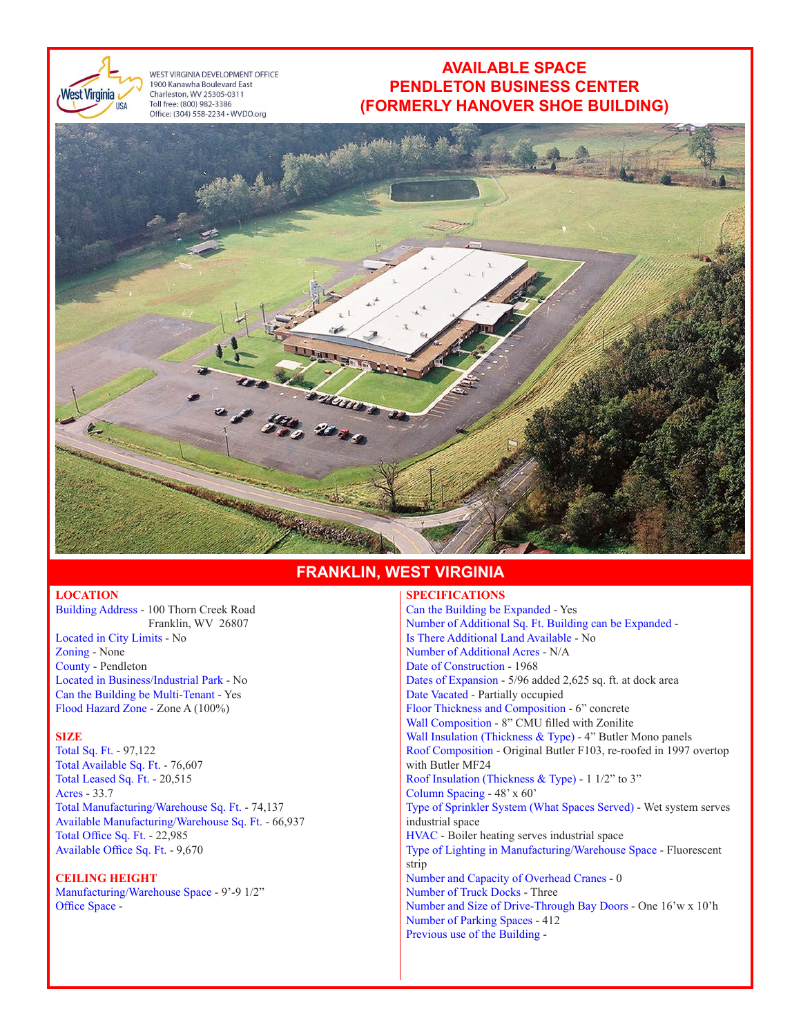WEST VIRGINIA DEVELOPMENT OFFICE
1900 Kanawha Boulevard East
Charleston, WV 25305-0311
Toll free: (800) 982-3386
Office: (304) 558-2234 • WVDO.org

# AVAILABLE SPACE
# PENDLETON BUSINESS CENTER
# (FORMERLY HANOVER SHOE BUILDING)

## FRANKLIN, WEST VIRGINIA

### LOCATION

Building Address - 100 Thorn Creek Road
Franklin, WV 26807
Located in City Limits - No
Zoning - None
County - Pendleton
Located in Business/Industrial Park - No
Can the Building be Multi-Tenant - Yes
Flood Hazard Zone - Zone A (100%)

### SIZE

Total Sq. Ft. - 97,122
Total Available Sq. Ft. - 76,607
Total Leased Sq. Ft. - 20,515
Acres - 33.7
Total Manufacturing/Warehouse Sq. Ft. - 74,137
Available Manufacturing/Warehouse Sq. Ft. - 66,937
Total Office Sq. Ft. - 22,985
Available Office Sq. Ft. - 9,670

### CEILING HEIGHT

Manufacturing/Warehouse Space - 9'-9 1/2"
Office Space -

### SPECIFICATIONS

Can the Building be Expanded - Yes
Number of Additional Sq. Ft. Building can be Expanded -
Is There Additional Land Available - No
Number of Additional Acres - N/A
Date of Construction - 1968
Dates of Expansion - 5/96 added 2,625 sq. ft. at dock area
Date Vacated - Partially occupied
Floor Thickness and Composition - 6" concrete
Wall Composition - 8" CMU filled with Zonilite
Wall Insulation (Thickness & Type) - 4" Butler Mono panels
Roof Composition - Original Butler F103, re-roofed in 1997 overtop with Butler MF24
Roof Insulation (Thickness & Type) - 1 1/2" to 3"
Column Spacing - 48' x 60'
Type of Sprinkler System (What Spaces Served) - Wet system serves industrial space
HVAC - Boiler heating serves industrial space
Type of Lighting in Manufacturing/Warehouse Space - Fluorescent strip
Number and Capacity of Overhead Cranes - 0
Number of Truck Docks - Three
Number and Size of Drive-Through Bay Doors - One 16'w x 10'h
Number of Parking Spaces - 412
Previous use of the Building -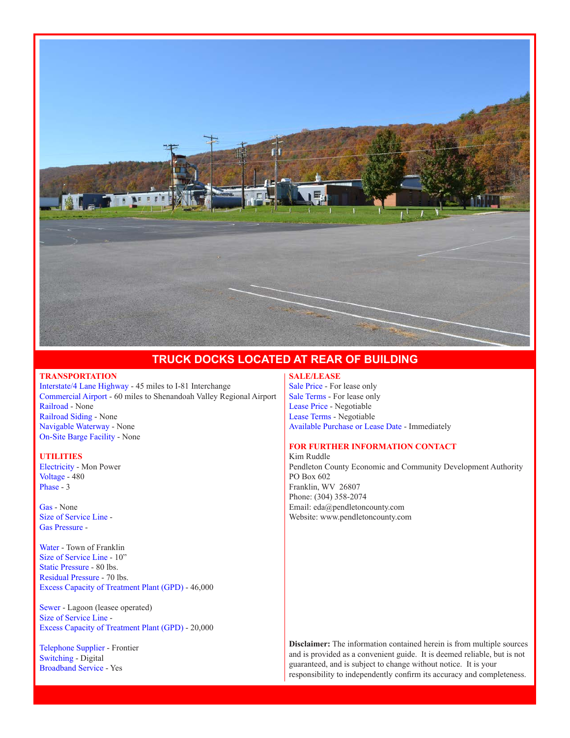## TRUCK DOCKS LOCATED AT REAR OF BUILDING

### TRANSPORTATION

Interstate/4 Lane Highway - 45 miles to I-81 Interchange
Commercial Airport - 60 miles to Shenandoah Valley Regional Airport
Railroad - None
Railroad Siding - None
Navigable Waterway - None
On-Site Barge Facility - None

### UTILITIES

Electricity - Mon Power
Voltage - 480
Phase - 3

Gas - None
Size of Service Line -
Gas Pressure -

Water - Town of Franklin
Size of Service Line - 10"
Static Pressure - 80 lbs.
Residual Pressure - 70 lbs.
Excess Capacity of Treatment Plant (GPD) - 46,000

Sewer - Lagoon (leasee operated)
Size of Service Line -
Excess Capacity of Treatment Plant (GPD) - 20,000

Telephone Supplier - Frontier
Switching - Digital
Broadband Service - Yes

### SALE/LEASE

Sale Price - For lease only
Sale Terms - For lease only
Lease Price - Negotiable
Lease Terms - Negotiable
Available Purchase or Lease Date - Immediately

### FOR FURTHER INFORMATION CONTACT

Kim Ruddle
Pendleton County Economic and Community Development Authority
PO Box 602
Franklin, WV 26807
Phone: (304) 358-2074
Email: eda@pendletoncounty.com
Website: www.pendletoncounty.com

**Disclaimer:** The information contained herein is from multiple sources and is provided as a convenient guide. It is deemed reliable, but is not guaranteed, and is subject to change without notice. It is your responsibility to independently confirm its accuracy and completeness.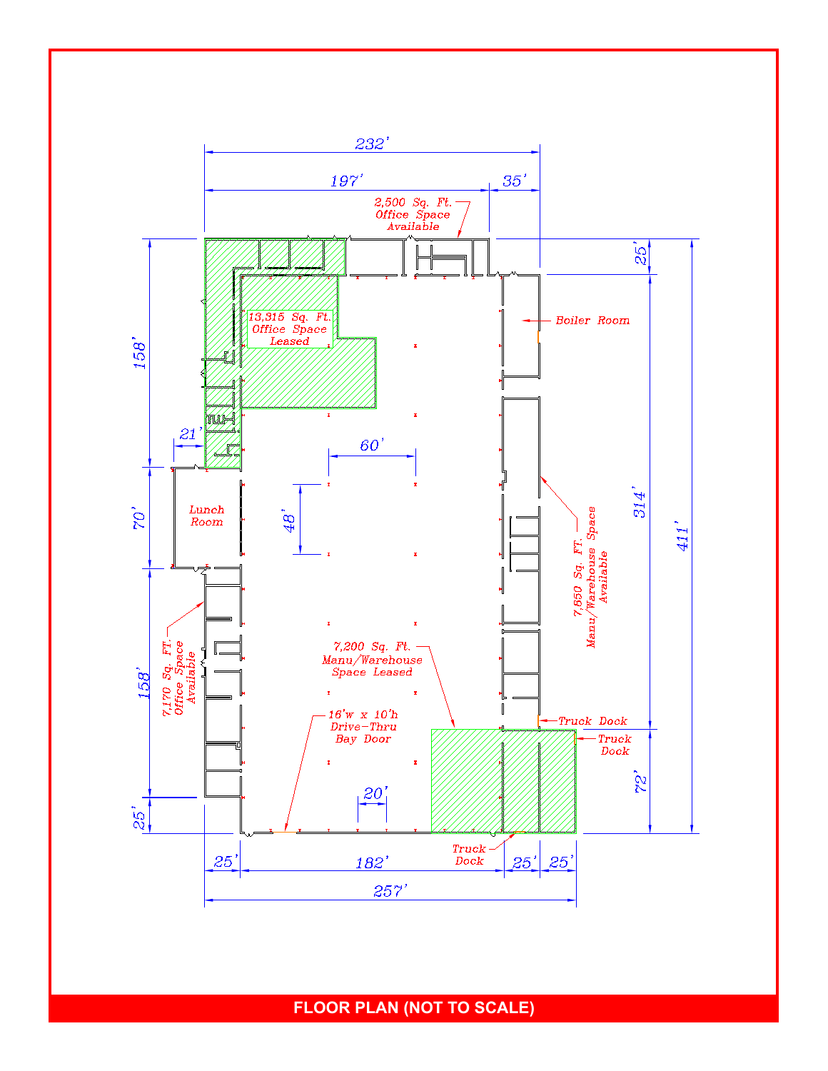232'

197'

35'

2,500 Sq. Ft. Office Space Available

25'

13,315 Sq. Ft. Office Space Leased

Boiler Room

158'

21'

60'

Lunch Room

70'

48'

314'

411'

7,850 Sq. FT. Manu/Warehouse Space Available

7,170 Sq. FT. Office Space Available

158'

7,200 Sq. Ft. Manu/Warehouse Space Leased

16'w x 10'h Drive-Thru Bay Door

Truck Dock

Truck Dock

72'

20'

25'

Truck Dock

25'

182'

25'

25'

257'

**FLOOR PLAN (NOT TO SCALE)**